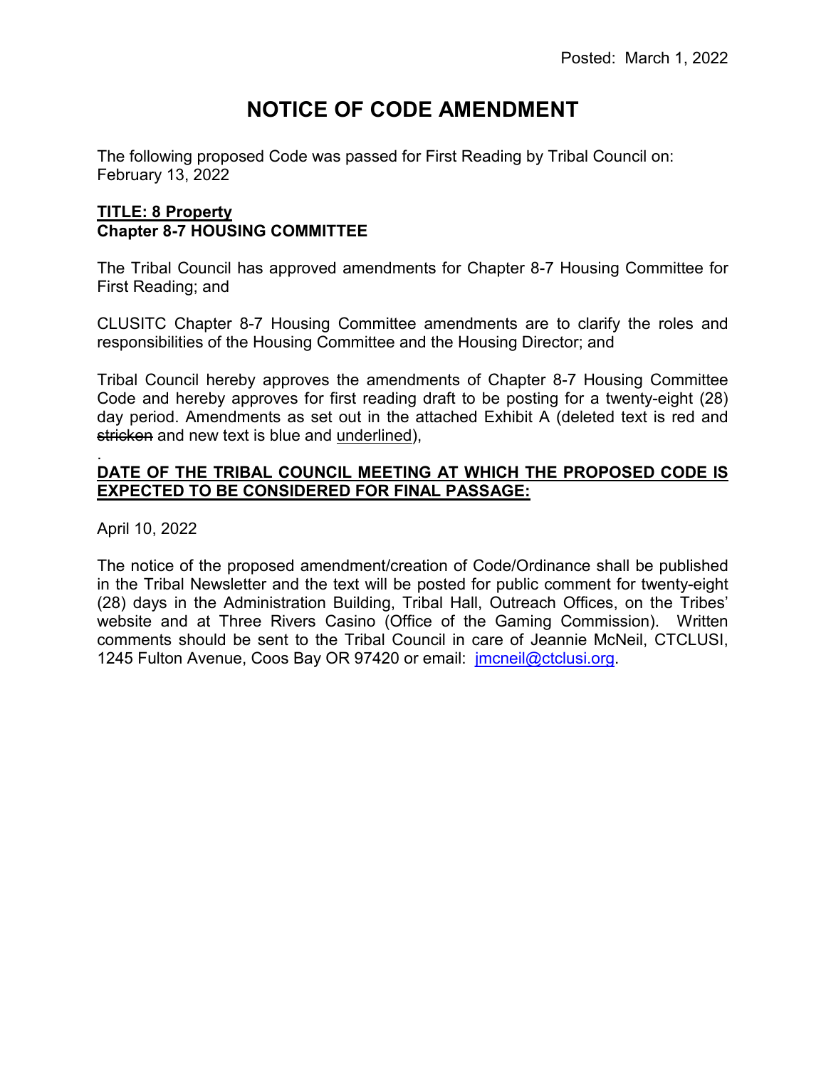Posted: March 1, 2022

# NOTICE OF CODE AMENDMENT

The following proposed Code was passed for First Reading by Tribal Council on: February 13, 2022

**TITLE: 8 Property**
**Chapter 8-7 HOUSING COMMITTEE**

The Tribal Council has approved amendments for Chapter 8-7 Housing Committee for First Reading; and

CLUSITC Chapter 8-7 Housing Committee amendments are to clarify the roles and responsibilities of the Housing Committee and the Housing Director; and

Tribal Council hereby approves the amendments of Chapter 8-7 Housing Committee Code and hereby approves for first reading draft to be posting for a twenty-eight (28) day period. Amendments as set out in the attached Exhibit A (deleted text is red and ~~stricken~~ and new text is blue and <u>underlined</u>),

.

**DATE OF THE TRIBAL COUNCIL MEETING AT WHICH THE PROPOSED CODE IS EXPECTED TO BE CONSIDERED FOR FINAL PASSAGE:**

April 10, 2022

The notice of the proposed amendment/creation of Code/Ordinance shall be published in the Tribal Newsletter and the text will be posted for public comment for twenty-eight (28) days in the Administration Building, Tribal Hall, Outreach Offices, on the Tribes' website and at Three Rivers Casino (Office of the Gaming Commission). Written comments should be sent to the Tribal Council in care of Jeannie McNeil, CTCLUSI, 1245 Fulton Avenue, Coos Bay OR 97420 or email: jmcneil@ctclusi.org.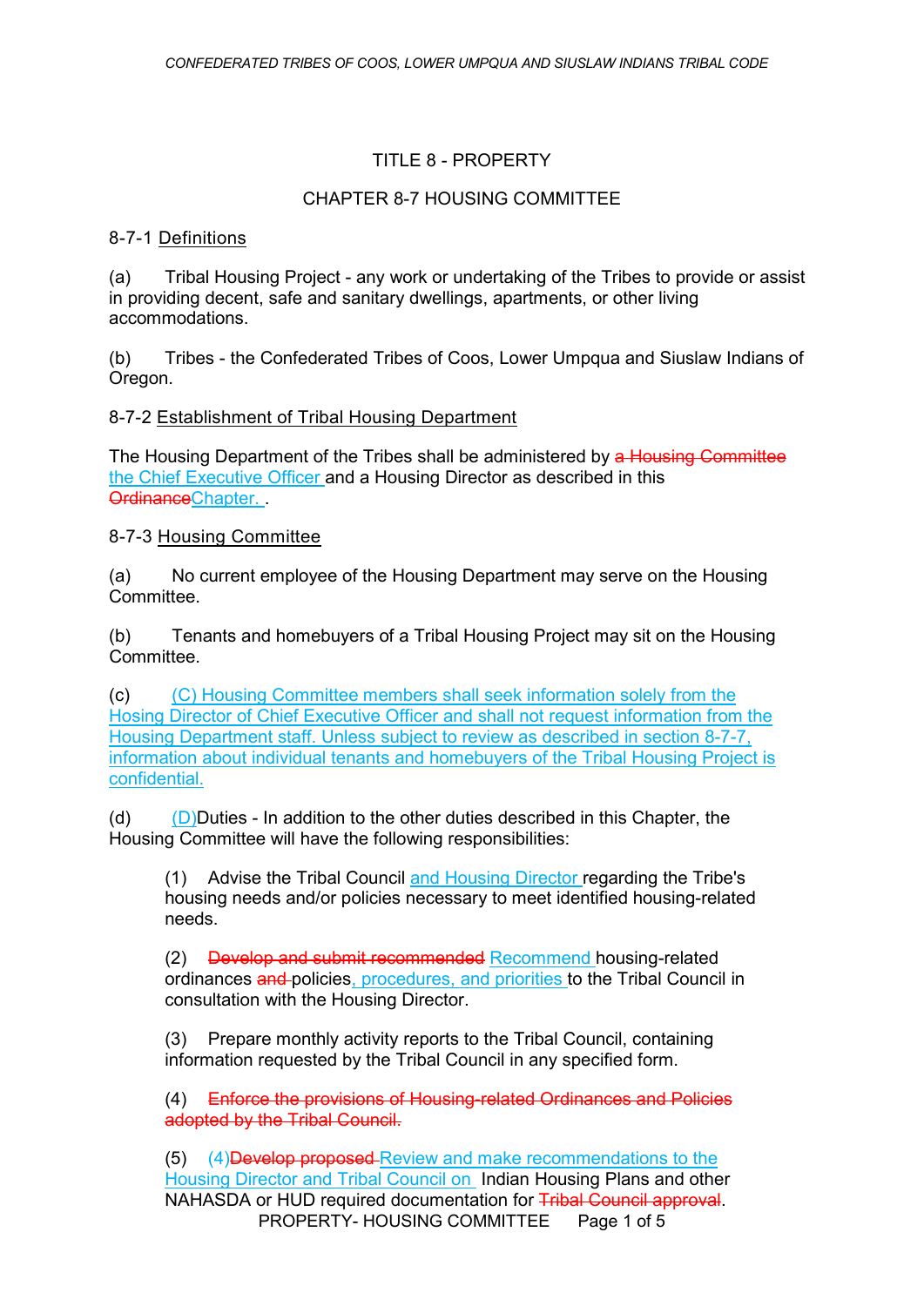TITLE 8 - PROPERTY

CHAPTER 8-7 HOUSING COMMITTEE

8-7-1 Definitions

(a) Tribal Housing Project - any work or undertaking of the Tribes to provide or assist in providing decent, safe and sanitary dwellings, apartments, or other living accommodations.

(b) Tribes - the Confederated Tribes of Coos, Lower Umpqua and Siuslaw Indians of Oregon.

8-7-2 Establishment of Tribal Housing Department

The Housing Department of the Tribes shall be administered by ~~a Housing Committee~~ the Chief Executive Officer and a Housing Director as described in this ~~Ordinance~~Chapter. .

8-7-3 Housing Committee

(a) No current employee of the Housing Department may serve on the Housing Committee.

(b) Tenants and homebuyers of a Tribal Housing Project may sit on the Housing Committee.

(c) (C) Housing Committee members shall seek information solely from the Hosing Director of Chief Executive Officer and shall not request information from the Housing Department staff. Unless subject to review as described in section 8-7-7, information about individual tenants and homebuyers of the Tribal Housing Project is confidential.

(d) (D)Duties - In addition to the other duties described in this Chapter, the Housing Committee will have the following responsibilities:

(1) Advise the Tribal Council and Housing Director regarding the Tribe's housing needs and/or policies necessary to meet identified housing-related needs.

(2) ~~Develop and submit recommended~~ Recommend housing-related ordinances ~~and~~ policies, procedures, and priorities to the Tribal Council in consultation with the Housing Director.

(3) Prepare monthly activity reports to the Tribal Council, containing information requested by the Tribal Council in any specified form.

(4) ~~Enforce the provisions of Housing-related Ordinances and Policies adopted by the Tribal Council.~~

(5) (4)~~Develop proposed~~ Review and make recommendations to the Housing Director and Tribal Council on Indian Housing Plans and other NAHASDA or HUD required documentation for ~~Tribal Council approval~~.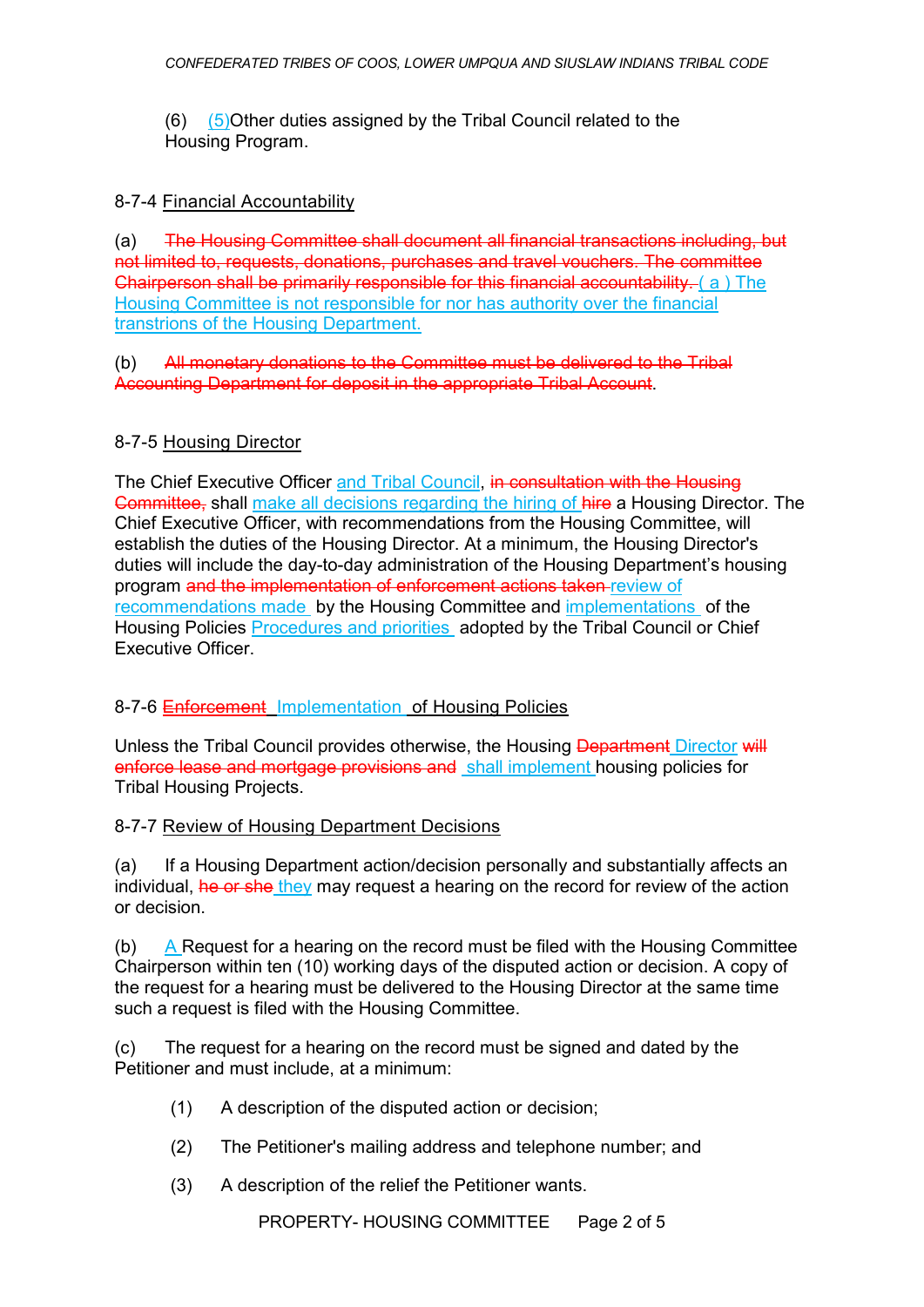(6) (5)Other duties assigned by the Tribal Council related to the Housing Program.

8-7-4 Financial Accountability

(a) ~~The Housing Committee shall document all financial transactions including, but not limited to, requests, donations, purchases and travel vouchers. The committee Chairperson shall be primarily responsible for this financial accountability.~~ ( a ) The Housing Committee is not responsible for nor has authority over the financial transtrions of the Housing Department.

(b) ~~All monetary donations to the Committee must be delivered to the Tribal Accounting Department for deposit in the appropriate Tribal Account~~.

8-7-5 Housing Director

The Chief Executive Officer and Tribal Council, ~~in consultation with the Housing Committee,~~ shall make all decisions regarding the hiring of ~~hire~~ a Housing Director. The Chief Executive Officer, with recommendations from the Housing Committee, will establish the duties of the Housing Director. At a minimum, the Housing Director's duties will include the day-to-day administration of the Housing Department's housing program ~~and the implementation of enforcement actions taken~~ review of recommendations made by the Housing Committee and implementations of the Housing Policies Procedures and priorities adopted by the Tribal Council or Chief Executive Officer.

8-7-6 ~~Enforcement~~ Implementation of Housing Policies

Unless the Tribal Council provides otherwise, the Housing ~~Department~~ Director ~~will enforce lease and mortgage provisions and~~ shall implement housing policies for Tribal Housing Projects.

8-7-7 Review of Housing Department Decisions

(a) If a Housing Department action/decision personally and substantially affects an individual, ~~he or she~~ they may request a hearing on the record for review of the action or decision.

(b) A Request for a hearing on the record must be filed with the Housing Committee Chairperson within ten (10) working days of the disputed action or decision. A copy of the request for a hearing must be delivered to the Housing Director at the same time such a request is filed with the Housing Committee.

(c) The request for a hearing on the record must be signed and dated by the Petitioner and must include, at a minimum:

(1) A description of the disputed action or decision;

(2) The Petitioner's mailing address and telephone number; and

(3) A description of the relief the Petitioner wants.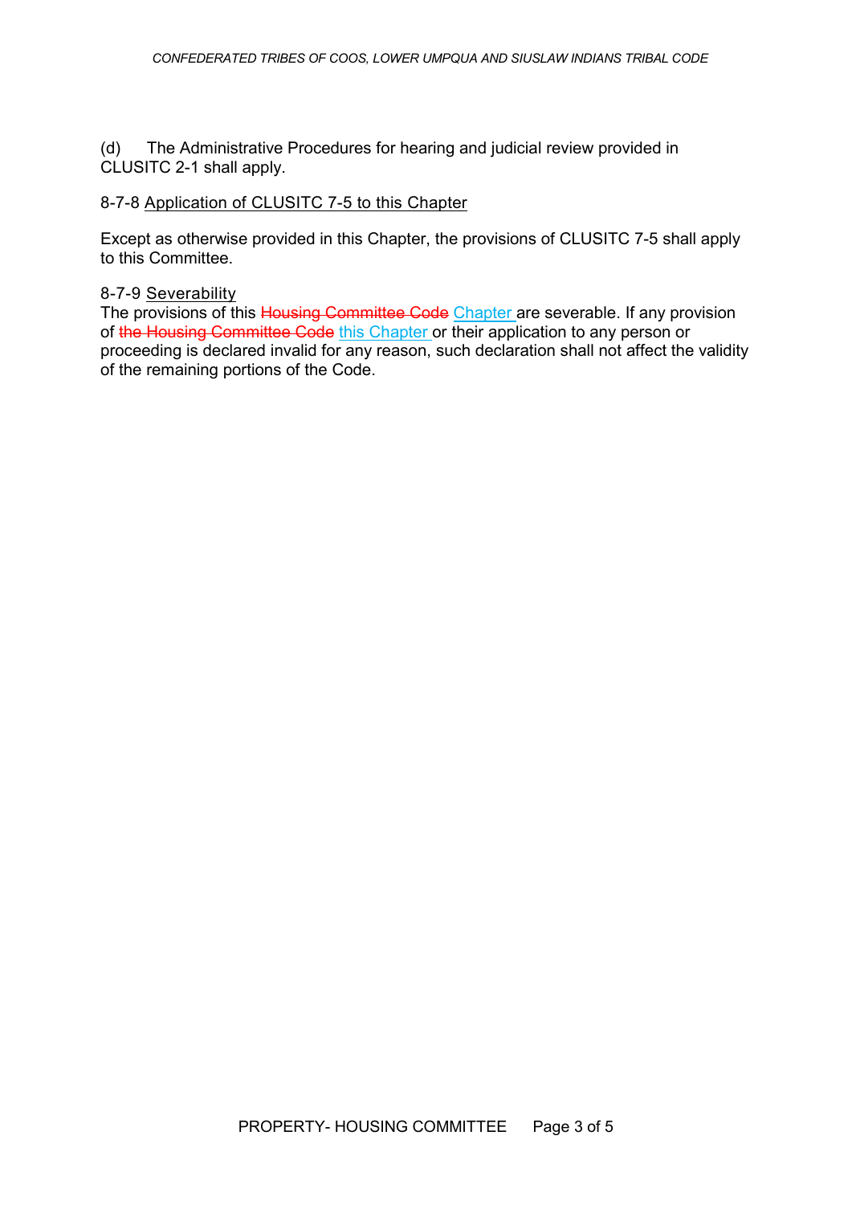(d) The Administrative Procedures for hearing and judicial review provided in CLUSITC 2-1 shall apply.

8-7-8 Application of CLUSITC 7-5 to this Chapter

Except as otherwise provided in this Chapter, the provisions of CLUSITC 7-5 shall apply to this Committee.

8-7-9 Severability

The provisions of this ~~Housing Committee Code~~ Chapter are severable. If any provision of ~~the Housing Committee Code~~ this Chapter or their application to any person or proceeding is declared invalid for any reason, such declaration shall not affect the validity of the remaining portions of the Code.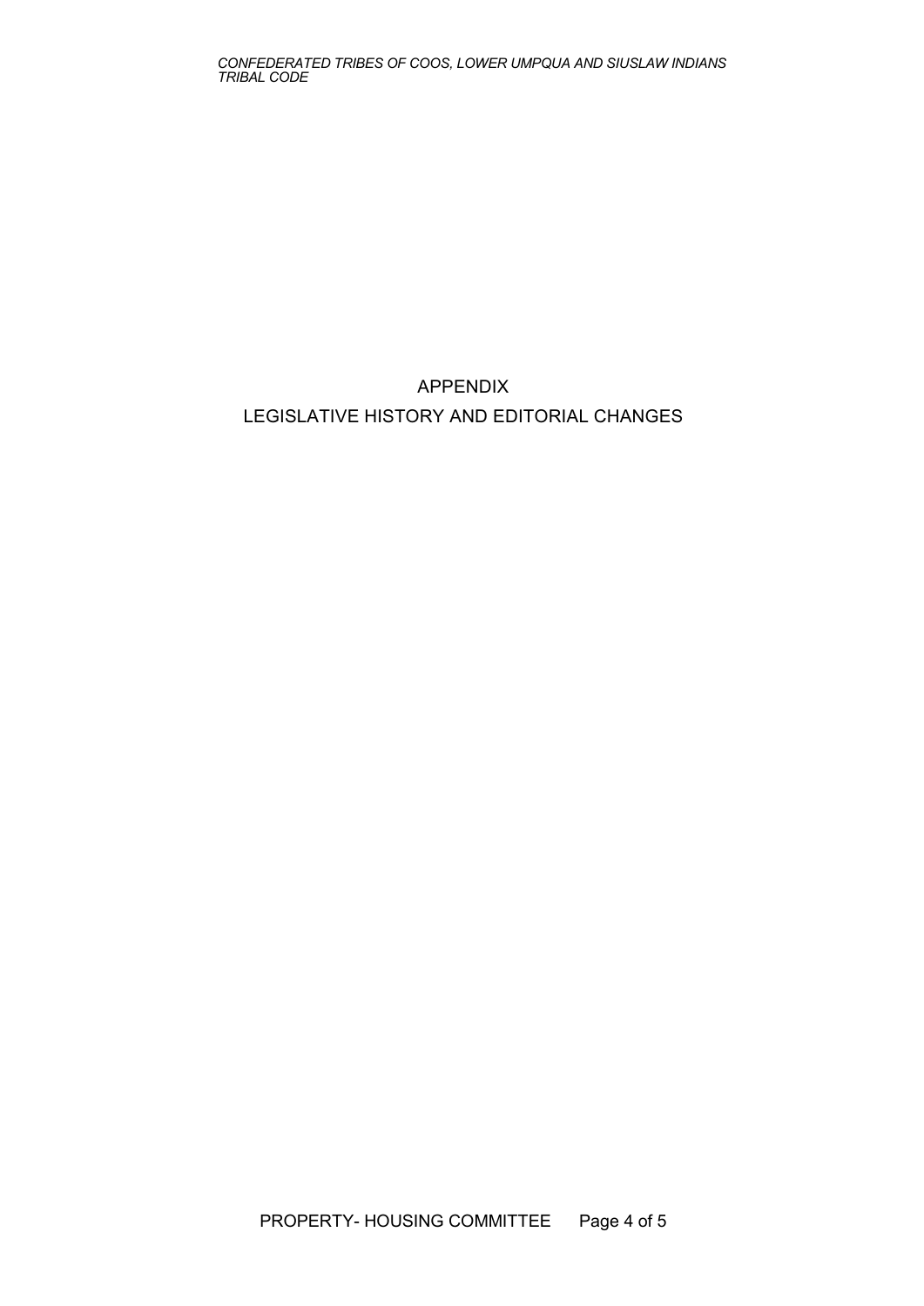# APPENDIX

# LEGISLATIVE HISTORY AND EDITORIAL CHANGES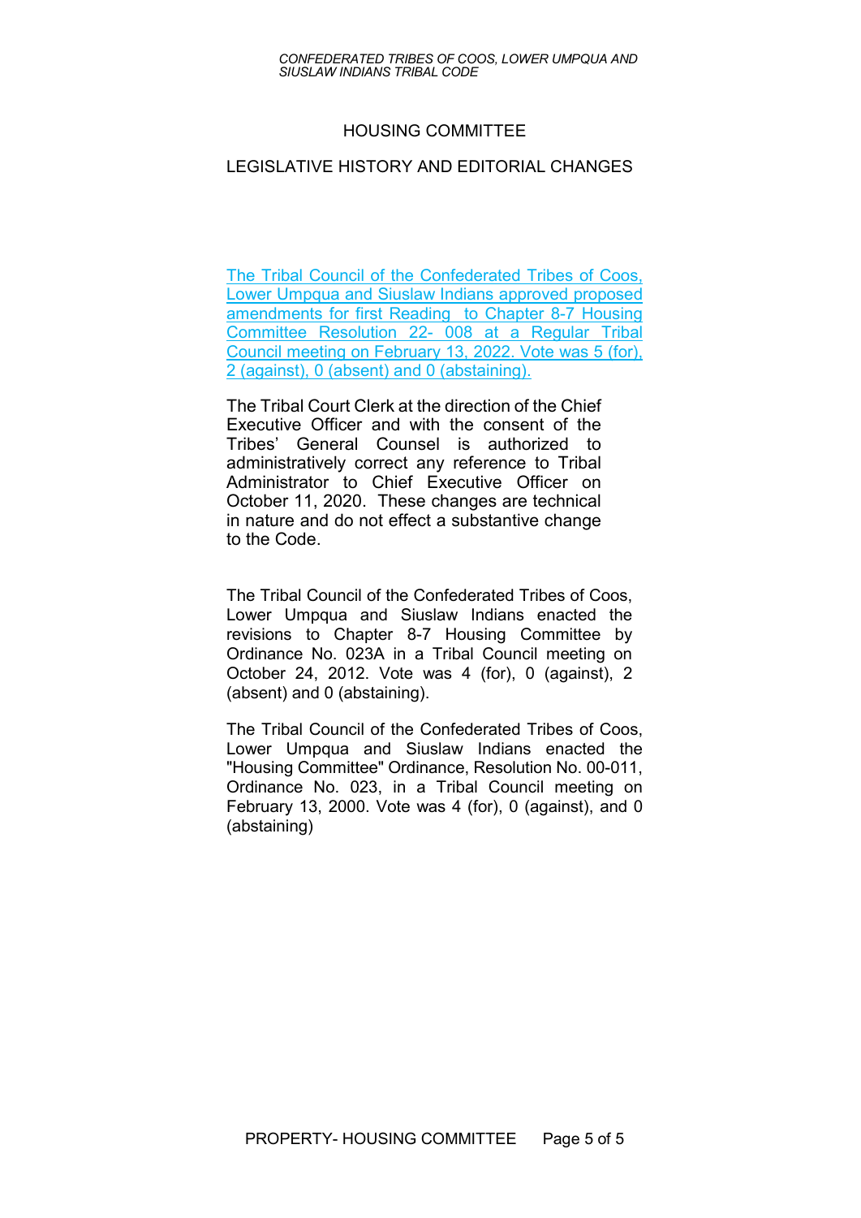## HOUSING COMMITTEE

## LEGISLATIVE HISTORY AND EDITORIAL CHANGES

The Tribal Council of the Confederated Tribes of Coos, Lower Umpqua and Siuslaw Indians approved proposed amendments for first Reading to Chapter 8-7 Housing Committee Resolution 22- 008 at a Regular Tribal Council meeting on February 13, 2022. Vote was 5 (for), 2 (against), 0 (absent) and 0 (abstaining).

The Tribal Court Clerk at the direction of the Chief Executive Officer and with the consent of the Tribes' General Counsel is authorized to administratively correct any reference to Tribal Administrator to Chief Executive Officer on October 11, 2020. These changes are technical in nature and do not effect a substantive change to the Code.

The Tribal Council of the Confederated Tribes of Coos, Lower Umpqua and Siuslaw Indians enacted the revisions to Chapter 8-7 Housing Committee by Ordinance No. 023A in a Tribal Council meeting on October 24, 2012. Vote was 4 (for), 0 (against), 2 (absent) and 0 (abstaining).

The Tribal Council of the Confederated Tribes of Coos, Lower Umpqua and Siuslaw Indians enacted the "Housing Committee" Ordinance, Resolution No. 00-011, Ordinance No. 023, in a Tribal Council meeting on February 13, 2000. Vote was 4 (for), 0 (against), and 0 (abstaining)